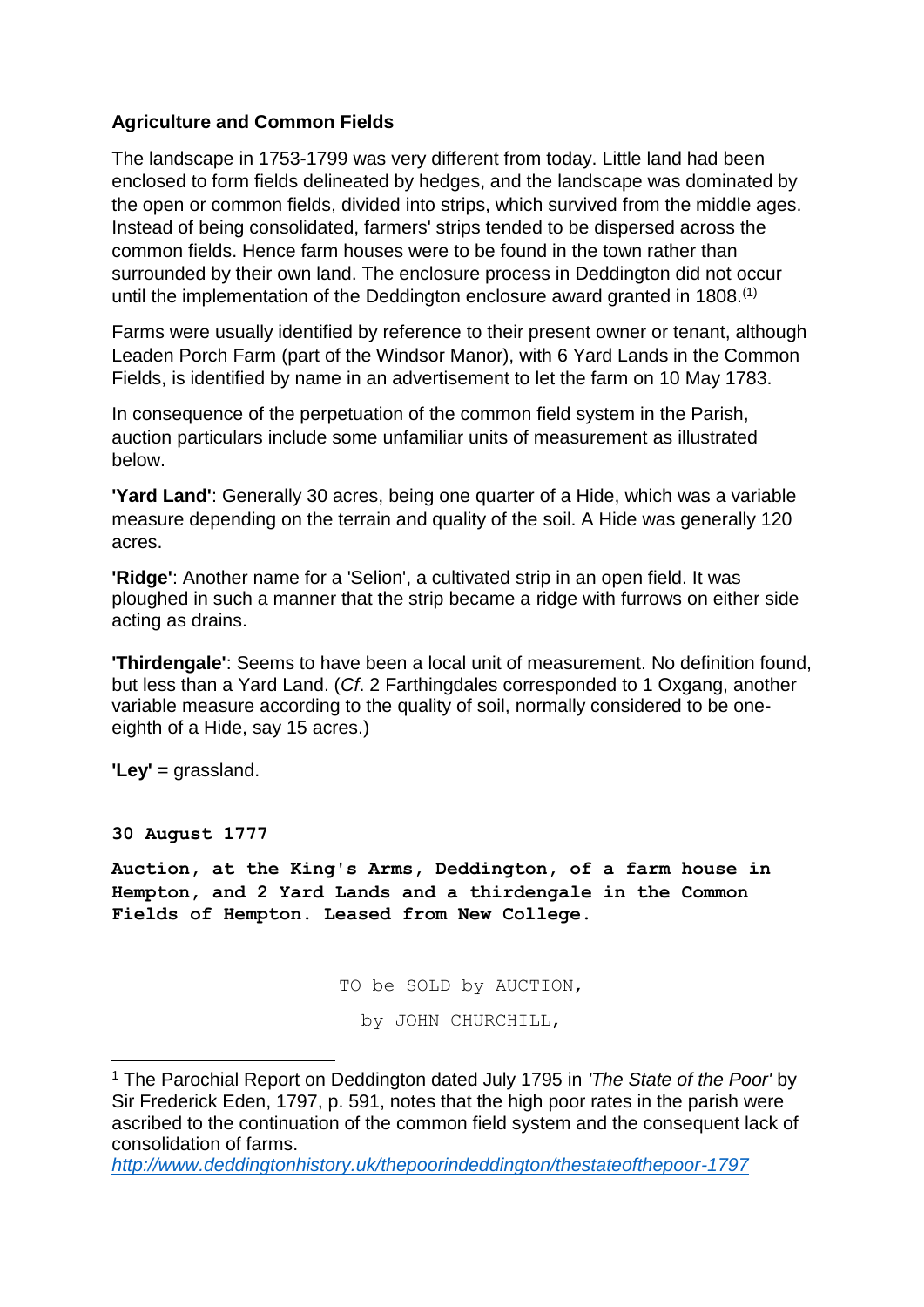**Agriculture and Common Fields**

The landscape in 1753-1799 was very different from today. Little land had been enclosed to form fields delineated by hedges, and the landscape was dominated by the open or common fields, divided into strips, which survived from the middle ages. Instead of being consolidated, farmers' strips tended to be dispersed across the common fields. Hence farm houses were to be found in the town rather than surrounded by their own land. The enclosure process in Deddington did not occur until the implementation of the Deddington enclosure award granted in 1808.[1]

Farms were usually identified by reference to their present owner or tenant, although Leaden Porch Farm (part of the Windsor Manor), with 6 Yard Lands in the Common Fields, is identified by name in an advertisement to let the farm on 10 May 1783.

In consequence of the perpetuation of the common field system in the Parish, auction particulars include some unfamiliar units of measurement as illustrated below.

**'Yard Land'**: Generally 30 acres, being one quarter of a Hide, which was a variable measure depending on the terrain and quality of the soil. A Hide was generally 120 acres.

**'Ridge'**: Another name for a 'Selion', a cultivated strip in an open field. It was ploughed in such a manner that the strip became a ridge with furrows on either side acting as drains.

**'Thirdengale'**: Seems to have been a local unit of measurement. No definition found, but less than a Yard Land. (*Cf*. 2 Farthingdales corresponded to 1 Oxgang, another variable measure according to the quality of soil, normally considered to be one-eighth of a Hide, say 15 acres.)

**'Ley'** = grassland.

**30 August 1777**

**Auction, at the King's Arms, Deddington, of a farm house in Hempton, and 2 Yard Lands and a thirdengale in the Common Fields of Hempton. Leased from New College.**

TO be SOLD by AUCTION,

by JOHN CHURCHILL,

---

[1] The Parochial Report on Deddington dated July 1795 in *'The State of the Poor'* by Sir Frederick Eden, 1797, p. 591, notes that the high poor rates in the parish were ascribed to the continuation of the common field system and the consequent lack of consolidation of farms.
[http://www.deddingtonhistory.uk/thepoorindeddington/thestateofthepoor-1797](http://www.deddingtonhistory.uk/thepoorindeddington/thestateofthepoor-1797)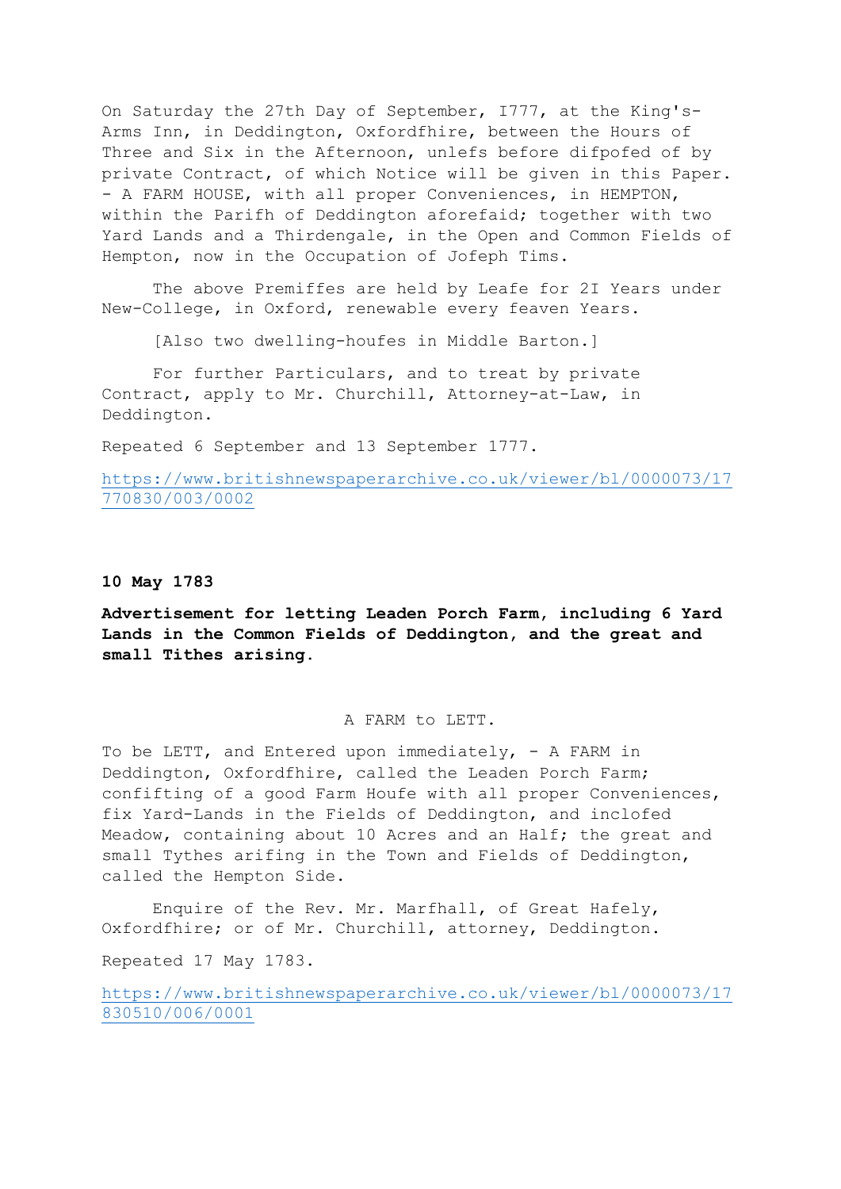On Saturday the 27th Day of September, I777, at the King's-Arms Inn, in Deddington, Oxfordfhire, between the Hours of Three and Six in the Afternoon, unlefs before difpofed of by private Contract, of which Notice will be given in this Paper. - A FARM HOUSE, with all proper Conveniences, in HEMPTON, within the Parifh of Deddington aforefaid; together with two Yard Lands and a Thirdengale, in the Open and Common Fields of Hempton, now in the Occupation of Jofeph Tims.

The above Premiffes are held by Leafe for 2I Years under New-College, in Oxford, renewable every feaven Years.

[Also two dwelling-houfes in Middle Barton.]

For further Particulars, and to treat by private Contract, apply to Mr. Churchill, Attorney-at-Law, in Deddington.

Repeated 6 September and 13 September 1777.

https://www.britishnewspaperarchive.co.uk/viewer/bl/0000073/17770830/003/0002

**10 May 1783**

**Advertisement for letting Leaden Porch Farm, including 6 Yard Lands in the Common Fields of Deddington, and the great and small Tithes arising.**

A FARM to LETT.

To be LETT, and Entered upon immediately, - A FARM in Deddington, Oxfordfhire, called the Leaden Porch Farm; confifting of a good Farm Houfe with all proper Conveniences, fix Yard-Lands in the Fields of Deddington, and inclofed Meadow, containing about 10 Acres and an Half; the great and small Tythes arifing in the Town and Fields of Deddington, called the Hempton Side.

Enquire of the Rev. Mr. Marfhall, of Great Hafely, Oxfordfhire; or of Mr. Churchill, attorney, Deddington.

Repeated 17 May 1783.

https://www.britishnewspaperarchive.co.uk/viewer/bl/0000073/17830510/006/0001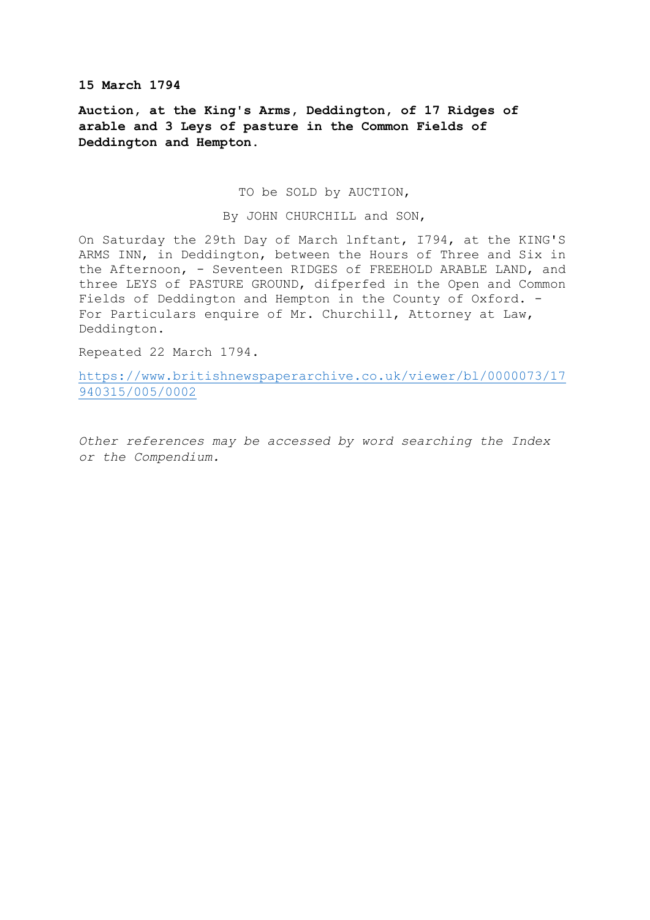**15 March 1794**

**Auction, at the King's Arms, Deddington, of 17 Ridges of arable and 3 Leys of pasture in the Common Fields of Deddington and Hempton.**

TO be SOLD by AUCTION,

By JOHN CHURCHILL and SON,

On Saturday the 29th Day of March lnftant, I794, at the KING'S ARMS INN, in Deddington, between the Hours of Three and Six in the Afternoon, - Seventeen RIDGES of FREEHOLD ARABLE LAND, and three LEYS of PASTURE GROUND, difperfed in the Open and Common Fields of Deddington and Hempton in the County of Oxford. - For Particulars enquire of Mr. Churchill, Attorney at Law, Deddington.

Repeated 22 March 1794.

https://www.britishnewspaperarchive.co.uk/viewer/bl/0000073/17940315/005/0002

*Other references may be accessed by word searching the Index or the Compendium.*